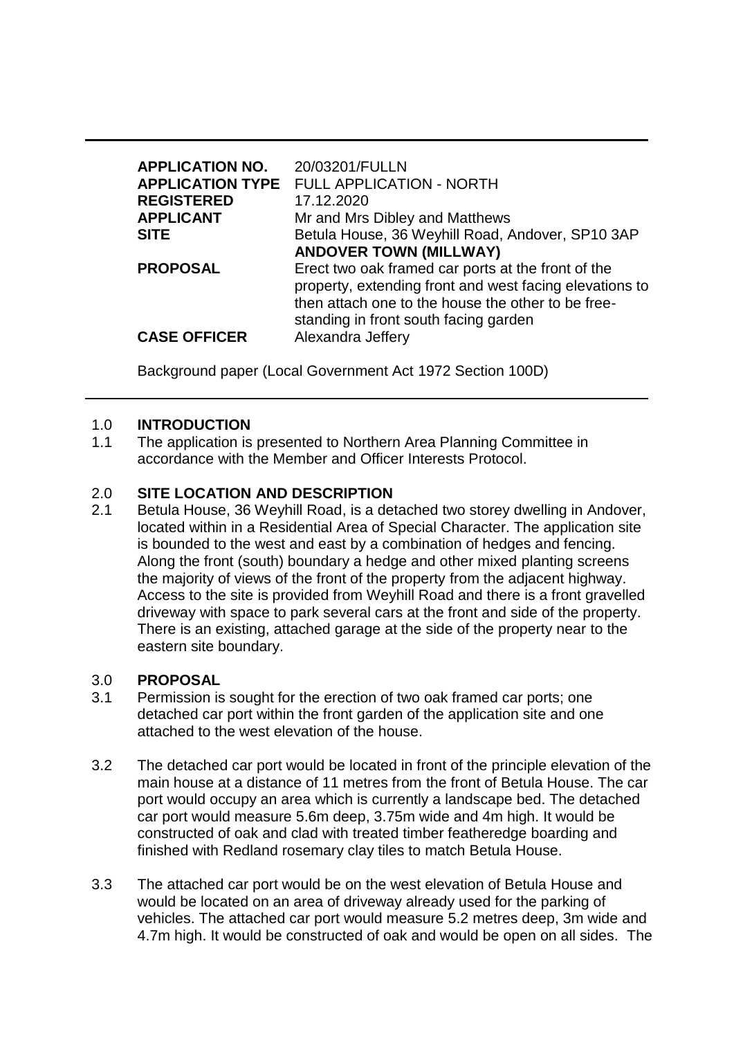| | |
|---|---|
| **APPLICATION NO.** | 20/03201/FULLN |
| **APPLICATION TYPE** | FULL APPLICATION - NORTH |
| **REGISTERED** | 17.12.2020 |
| **APPLICANT** | Mr and Mrs Dibley and Matthews |
| **SITE** | Betula House, 36 Weyhill Road, Andover, SP10 3AP<br>**ANDOVER TOWN (MILLWAY)** |
| **PROPOSAL** | Erect two oak framed car ports at the front of the property, extending front and west facing elevations to then attach one to the house the other to be free-standing in front south facing garden |
| **CASE OFFICER** | Alexandra Jeffery |

Background paper (Local Government Act 1972 Section 100D)

## 1.0 INTRODUCTION

1.1 The application is presented to Northern Area Planning Committee in accordance with the Member and Officer Interests Protocol.

## 2.0 SITE LOCATION AND DESCRIPTION

2.1 Betula House, 36 Weyhill Road, is a detached two storey dwelling in Andover, located within in a Residential Area of Special Character. The application site is bounded to the west and east by a combination of hedges and fencing. Along the front (south) boundary a hedge and other mixed planting screens the majority of views of the front of the property from the adjacent highway. Access to the site is provided from Weyhill Road and there is a front gravelled driveway with space to park several cars at the front and side of the property. There is an existing, attached garage at the side of the property near to the eastern site boundary.

## 3.0 PROPOSAL

3.1 Permission is sought for the erection of two oak framed car ports; one detached car port within the front garden of the application site and one attached to the west elevation of the house.

3.2 The detached car port would be located in front of the principle elevation of the main house at a distance of 11 metres from the front of Betula House. The car port would occupy an area which is currently a landscape bed. The detached car port would measure 5.6m deep, 3.75m wide and 4m high. It would be constructed of oak and clad with treated timber featheredge boarding and finished with Redland rosemary clay tiles to match Betula House.

3.3 The attached car port would be on the west elevation of Betula House and would be located on an area of driveway already used for the parking of vehicles. The attached car port would measure 5.2 metres deep, 3m wide and 4.7m high. It would be constructed of oak and would be open on all sides. The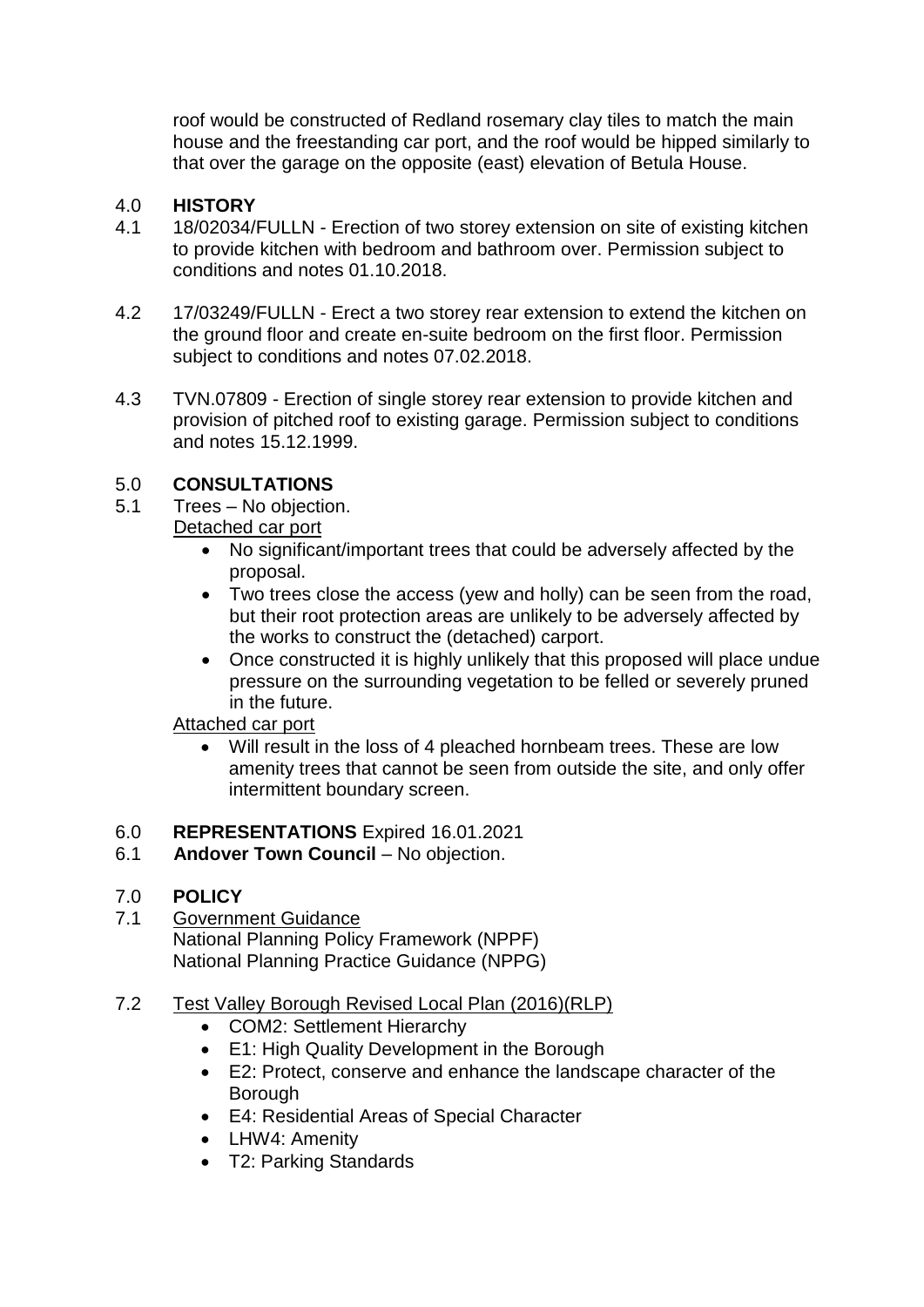roof would be constructed of Redland rosemary clay tiles to match the main house and the freestanding car port, and the roof would be hipped similarly to that over the garage on the opposite (east) elevation of Betula House.

## 4.0 HISTORY

4.1 18/02034/FULLN - Erection of two storey extension on site of existing kitchen to provide kitchen with bedroom and bathroom over. Permission subject to conditions and notes 01.10.2018.

4.2 17/03249/FULLN - Erect a two storey rear extension to extend the kitchen on the ground floor and create en-suite bedroom on the first floor. Permission subject to conditions and notes 07.02.2018.

4.3 TVN.07809 - Erection of single storey rear extension to provide kitchen and provision of pitched roof to existing garage. Permission subject to conditions and notes 15.12.1999.

## 5.0 CONSULTATIONS

5.1 Trees – No objection.

Detached car port

- No significant/important trees that could be adversely affected by the proposal.
- Two trees close the access (yew and holly) can be seen from the road, but their root protection areas are unlikely to be adversely affected by the works to construct the (detached) carport.
- Once constructed it is highly unlikely that this proposed will place undue pressure on the surrounding vegetation to be felled or severely pruned in the future.

Attached car port

- Will result in the loss of 4 pleached hornbeam trees. These are low amenity trees that cannot be seen from outside the site, and only offer intermittent boundary screen.

## 6.0 REPRESENTATIONS Expired 16.01.2021

6.1 **Andover Town Council** – No objection.

## 7.0 POLICY

7.1 Government Guidance

National Planning Policy Framework (NPPF)
National Planning Practice Guidance (NPPG)

7.2 Test Valley Borough Revised Local Plan (2016)(RLP)

- COM2: Settlement Hierarchy
- E1: High Quality Development in the Borough
- E2: Protect, conserve and enhance the landscape character of the Borough
- E4: Residential Areas of Special Character
- LHW4: Amenity
- T2: Parking Standards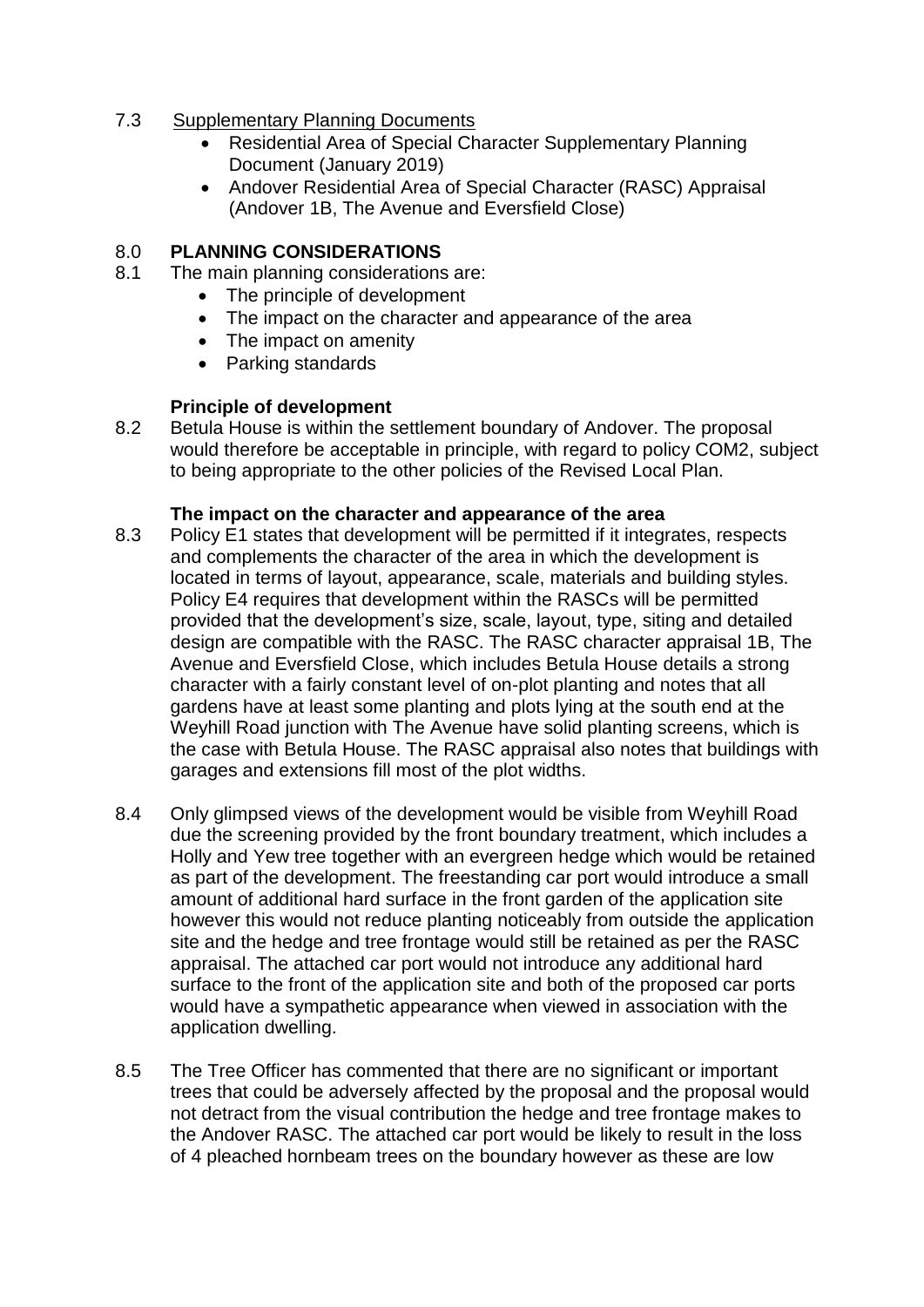7.3 Supplementary Planning Documents

- Residential Area of Special Character Supplementary Planning Document (January 2019)
- Andover Residential Area of Special Character (RASC) Appraisal (Andover 1B, The Avenue and Eversfield Close)

## 8.0 PLANNING CONSIDERATIONS

8.1 The main planning considerations are:

- The principle of development
- The impact on the character and appearance of the area
- The impact on amenity
- Parking standards

### Principle of development

8.2 Betula House is within the settlement boundary of Andover. The proposal would therefore be acceptable in principle, with regard to policy COM2, subject to being appropriate to the other policies of the Revised Local Plan.

### The impact on the character and appearance of the area

8.3 Policy E1 states that development will be permitted if it integrates, respects and complements the character of the area in which the development is located in terms of layout, appearance, scale, materials and building styles. Policy E4 requires that development within the RASCs will be permitted provided that the development's size, scale, layout, type, siting and detailed design are compatible with the RASC. The RASC character appraisal 1B, The Avenue and Eversfield Close, which includes Betula House details a strong character with a fairly constant level of on-plot planting and notes that all gardens have at least some planting and plots lying at the south end at the Weyhill Road junction with The Avenue have solid planting screens, which is the case with Betula House. The RASC appraisal also notes that buildings with garages and extensions fill most of the plot widths.

8.4 Only glimpsed views of the development would be visible from Weyhill Road due the screening provided by the front boundary treatment, which includes a Holly and Yew tree together with an evergreen hedge which would be retained as part of the development. The freestanding car port would introduce a small amount of additional hard surface in the front garden of the application site however this would not reduce planting noticeably from outside the application site and the hedge and tree frontage would still be retained as per the RASC appraisal. The attached car port would not introduce any additional hard surface to the front of the application site and both of the proposed car ports would have a sympathetic appearance when viewed in association with the application dwelling.

8.5 The Tree Officer has commented that there are no significant or important trees that could be adversely affected by the proposal and the proposal would not detract from the visual contribution the hedge and tree frontage makes to the Andover RASC. The attached car port would be likely to result in the loss of 4 pleached hornbeam trees on the boundary however as these are low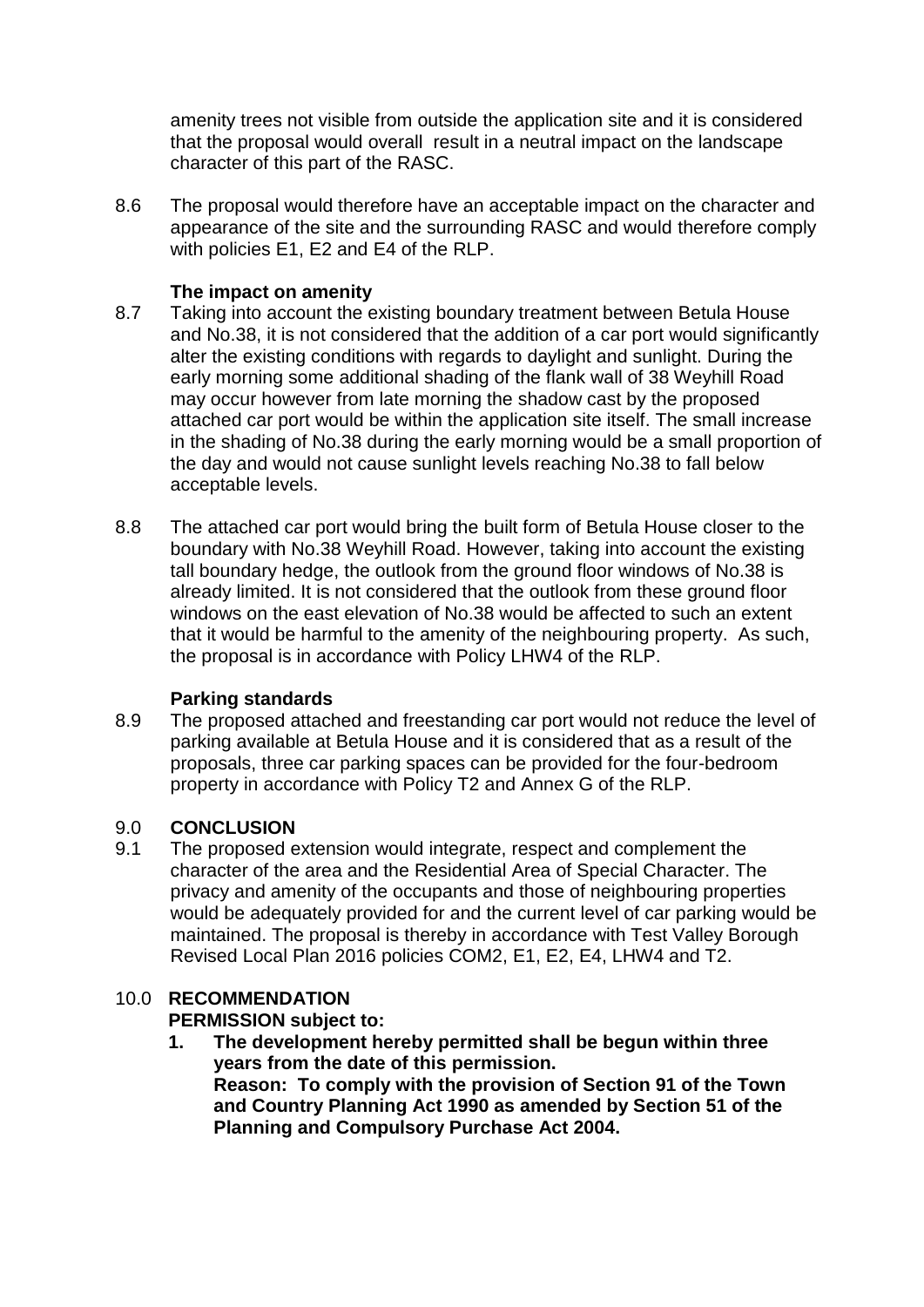amenity trees not visible from outside the application site and it is considered that the proposal would overall result in a neutral impact on the landscape character of this part of the RASC.

8.6 The proposal would therefore have an acceptable impact on the character and appearance of the site and the surrounding RASC and would therefore comply with policies E1, E2 and E4 of the RLP.

**The impact on amenity**

8.7 Taking into account the existing boundary treatment between Betula House and No.38, it is not considered that the addition of a car port would significantly alter the existing conditions with regards to daylight and sunlight. During the early morning some additional shading of the flank wall of 38 Weyhill Road may occur however from late morning the shadow cast by the proposed attached car port would be within the application site itself. The small increase in the shading of No.38 during the early morning would be a small proportion of the day and would not cause sunlight levels reaching No.38 to fall below acceptable levels.

8.8 The attached car port would bring the built form of Betula House closer to the boundary with No.38 Weyhill Road. However, taking into account the existing tall boundary hedge, the outlook from the ground floor windows of No.38 is already limited. It is not considered that the outlook from these ground floor windows on the east elevation of No.38 would be affected to such an extent that it would be harmful to the amenity of the neighbouring property. As such, the proposal is in accordance with Policy LHW4 of the RLP.

**Parking standards**

8.9 The proposed attached and freestanding car port would not reduce the level of parking available at Betula House and it is considered that as a result of the proposals, three car parking spaces can be provided for the four-bedroom property in accordance with Policy T2 and Annex G of the RLP.

## 9.0 CONCLUSION

9.1 The proposed extension would integrate, respect and complement the character of the area and the Residential Area of Special Character. The privacy and amenity of the occupants and those of neighbouring properties would be adequately provided for and the current level of car parking would be maintained. The proposal is thereby in accordance with Test Valley Borough Revised Local Plan 2016 policies COM2, E1, E2, E4, LHW4 and T2.

## 10.0 RECOMMENDATION

**PERMISSION subject to:**

1. **The development hereby permitted shall be begun within three years from the date of this permission.**
   **Reason: To comply with the provision of Section 91 of the Town and Country Planning Act 1990 as amended by Section 51 of the Planning and Compulsory Purchase Act 2004.**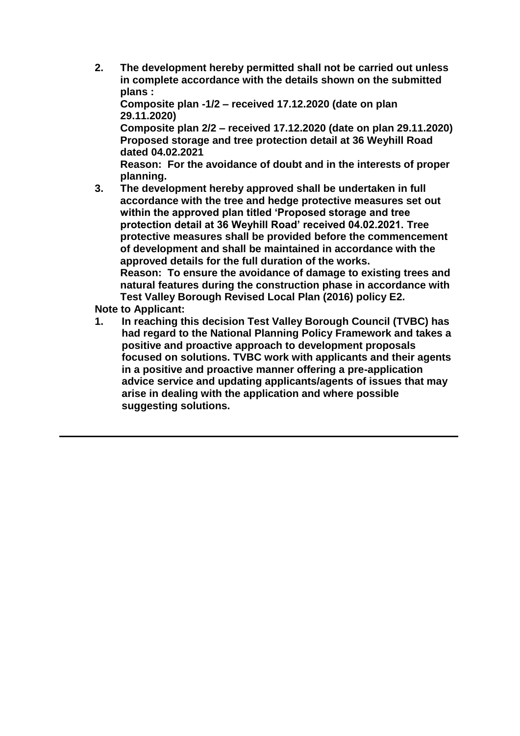2. **The development hereby permitted shall not be carried out unless in complete accordance with the details shown on the submitted plans :**
   **Composite plan -1/2 – received 17.12.2020 (date on plan 29.11.2020)**
   **Composite plan 2/2 – received 17.12.2020 (date on plan 29.11.2020)**
   **Proposed storage and tree protection detail at 36 Weyhill Road dated 04.02.2021**
   **Reason: For the avoidance of doubt and in the interests of proper planning.**
3. **The development hereby approved shall be undertaken in full accordance with the tree and hedge protective measures set out within the approved plan titled 'Proposed storage and tree protection detail at 36 Weyhill Road' received 04.02.2021. Tree protective measures shall be provided before the commencement of development and shall be maintained in accordance with the approved details for the full duration of the works.**
   **Reason: To ensure the avoidance of damage to existing trees and natural features during the construction phase in accordance with Test Valley Borough Revised Local Plan (2016) policy E2.**

**Note to Applicant:**

1. **In reaching this decision Test Valley Borough Council (TVBC) has had regard to the National Planning Policy Framework and takes a positive and proactive approach to development proposals focused on solutions. TVBC work with applicants and their agents in a positive and proactive manner offering a pre-application advice service and updating applicants/agents of issues that may arise in dealing with the application and where possible suggesting solutions.**